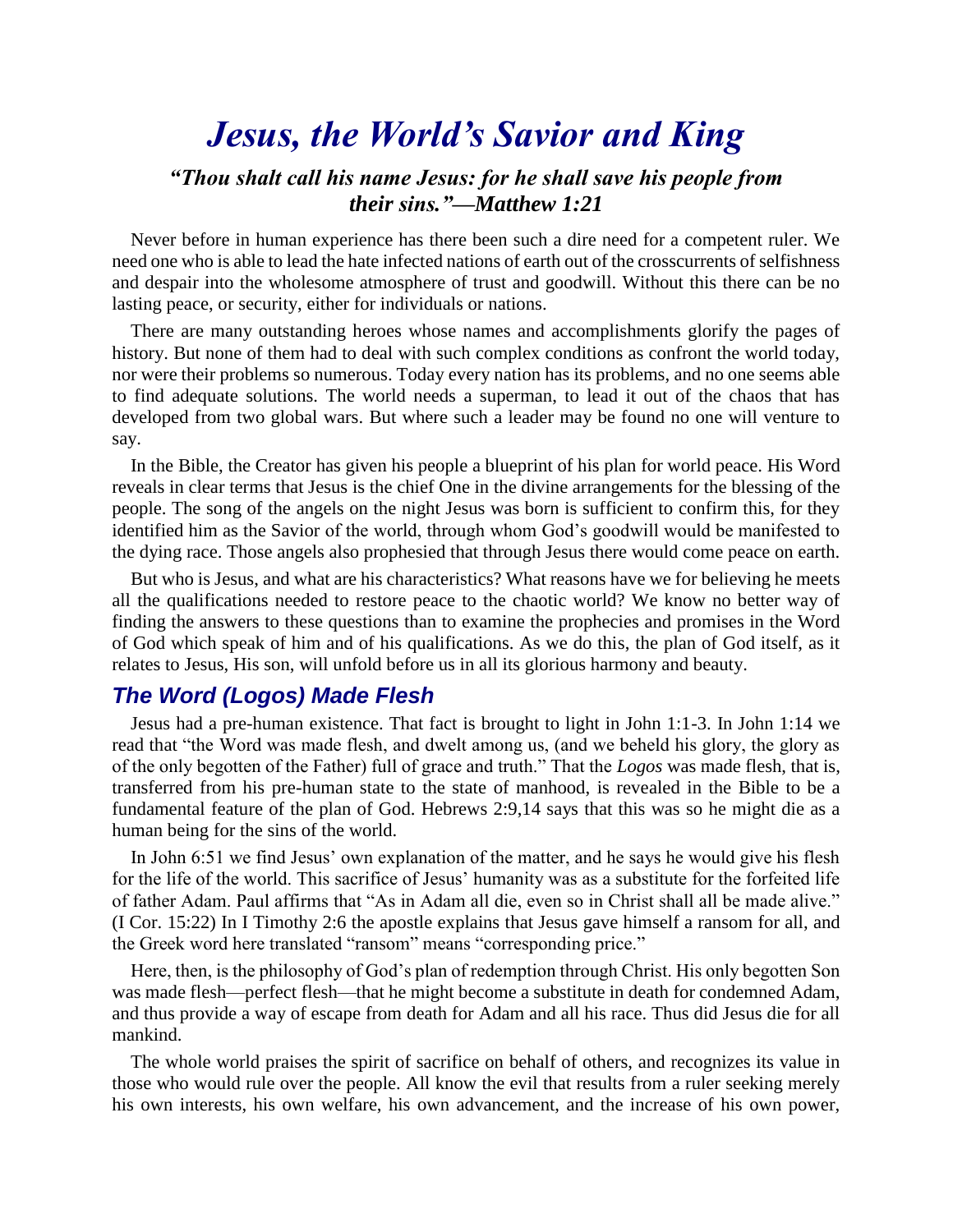# *Jesus, the World's Savior and King*

### *"Thou shalt call his name Jesus: for he shall save his people from their sins."—Matthew 1:21*

Never before in human experience has there been such a dire need for a competent ruler. We need one who is able to lead the hate infected nations of earth out of the crosscurrents of selfishness and despair into the wholesome atmosphere of trust and goodwill. Without this there can be no lasting peace, or security, either for individuals or nations.

There are many outstanding heroes whose names and accomplishments glorify the pages of history. But none of them had to deal with such complex conditions as confront the world today, nor were their problems so numerous. Today every nation has its problems, and no one seems able to find adequate solutions. The world needs a superman, to lead it out of the chaos that has developed from two global wars. But where such a leader may be found no one will venture to say.

In the Bible, the Creator has given his people a blueprint of his plan for world peace. His Word reveals in clear terms that Jesus is the chief One in the divine arrangements for the blessing of the people. The song of the angels on the night Jesus was born is sufficient to confirm this, for they identified him as the Savior of the world, through whom God's goodwill would be manifested to the dying race. Those angels also prophesied that through Jesus there would come peace on earth.

But who is Jesus, and what are his characteristics? What reasons have we for believing he meets all the qualifications needed to restore peace to the chaotic world? We know no better way of finding the answers to these questions than to examine the prophecies and promises in the Word of God which speak of him and of his qualifications. As we do this, the plan of God itself, as it relates to Jesus, His son, will unfold before us in all its glorious harmony and beauty.

## *The Word (Logos) Made Flesh*

Jesus had a pre-human existence. That fact is brought to light in John 1:1-3. In John 1:14 we read that "the Word was made flesh, and dwelt among us, (and we beheld his glory, the glory as of the only begotten of the Father) full of grace and truth." That the *Logos* was made flesh, that is, transferred from his pre-human state to the state of manhood, is revealed in the Bible to be a fundamental feature of the plan of God. Hebrews 2:9,14 says that this was so he might die as a human being for the sins of the world.

In John 6:51 we find Jesus' own explanation of the matter, and he says he would give his flesh for the life of the world. This sacrifice of Jesus' humanity was as a substitute for the forfeited life of father Adam. Paul affirms that "As in Adam all die, even so in Christ shall all be made alive." (I Cor. 15:22) In I Timothy 2:6 the apostle explains that Jesus gave himself a ransom for all, and the Greek word here translated "ransom" means "corresponding price."

Here, then, is the philosophy of God's plan of redemption through Christ. His only begotten Son was made flesh—perfect flesh—that he might become a substitute in death for condemned Adam, and thus provide a way of escape from death for Adam and all his race. Thus did Jesus die for all mankind.

The whole world praises the spirit of sacrifice on behalf of others, and recognizes its value in those who would rule over the people. All know the evil that results from a ruler seeking merely his own interests, his own welfare, his own advancement, and the increase of his own power,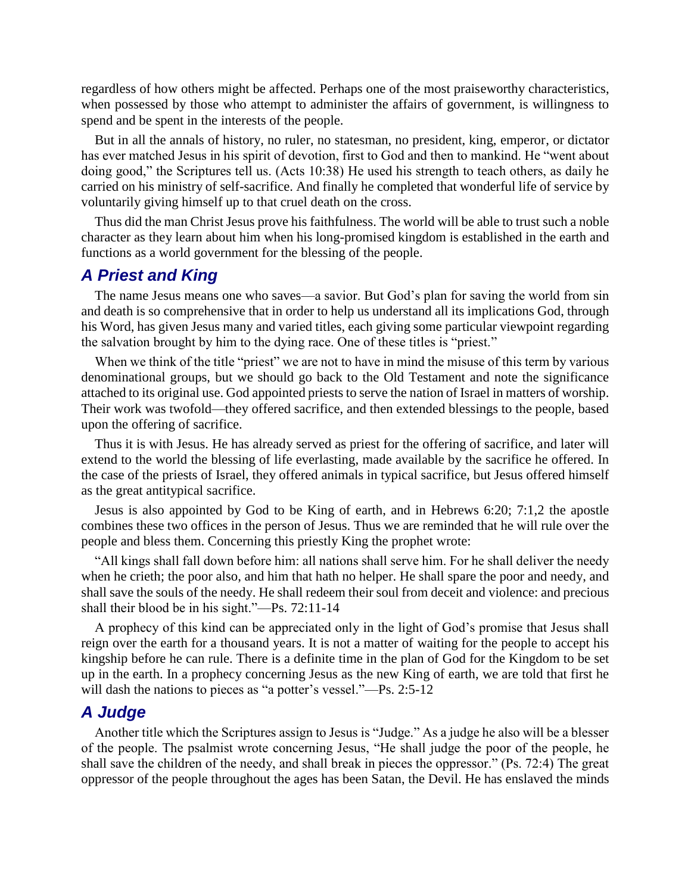regardless of how others might be affected. Perhaps one of the most praiseworthy characteristics, when possessed by those who attempt to administer the affairs of government, is willingness to spend and be spent in the interests of the people.

But in all the annals of history, no ruler, no statesman, no president, king, emperor, or dictator has ever matched Jesus in his spirit of devotion, first to God and then to mankind. He "went about doing good," the Scriptures tell us. (Acts 10:38) He used his strength to teach others, as daily he carried on his ministry of self-sacrifice. And finally he completed that wonderful life of service by voluntarily giving himself up to that cruel death on the cross.

Thus did the man Christ Jesus prove his faithfulness. The world will be able to trust such a noble character as they learn about him when his long-promised kingdom is established in the earth and functions as a world government for the blessing of the people.

## *A Priest and King*

The name Jesus means one who saves—a savior. But God's plan for saving the world from sin and death is so comprehensive that in order to help us understand all its implications God, through his Word, has given Jesus many and varied titles, each giving some particular viewpoint regarding the salvation brought by him to the dying race. One of these titles is "priest."

When we think of the title "priest" we are not to have in mind the misuse of this term by various denominational groups, but we should go back to the Old Testament and note the significance attached to its original use. God appointed priests to serve the nation of Israel in matters of worship. Their work was twofold—they offered sacrifice, and then extended blessings to the people, based upon the offering of sacrifice.

Thus it is with Jesus. He has already served as priest for the offering of sacrifice, and later will extend to the world the blessing of life everlasting, made available by the sacrifice he offered. In the case of the priests of Israel, they offered animals in typical sacrifice, but Jesus offered himself as the great antitypical sacrifice.

Jesus is also appointed by God to be King of earth, and in Hebrews 6:20; 7:1,2 the apostle combines these two offices in the person of Jesus. Thus we are reminded that he will rule over the people and bless them. Concerning this priestly King the prophet wrote:

"All kings shall fall down before him: all nations shall serve him. For he shall deliver the needy when he crieth; the poor also, and him that hath no helper. He shall spare the poor and needy, and shall save the souls of the needy. He shall redeem their soul from deceit and violence: and precious shall their blood be in his sight."—Ps. 72:11-14

A prophecy of this kind can be appreciated only in the light of God's promise that Jesus shall reign over the earth for a thousand years. It is not a matter of waiting for the people to accept his kingship before he can rule. There is a definite time in the plan of God for the Kingdom to be set up in the earth. In a prophecy concerning Jesus as the new King of earth, we are told that first he will dash the nations to pieces as "a potter's vessel."—Ps. 2:5-12

## *A Judge*

Another title which the Scriptures assign to Jesus is "Judge." As a judge he also will be a blesser of the people. The psalmist wrote concerning Jesus, "He shall judge the poor of the people, he shall save the children of the needy, and shall break in pieces the oppressor." (Ps. 72:4) The great oppressor of the people throughout the ages has been Satan, the Devil. He has enslaved the minds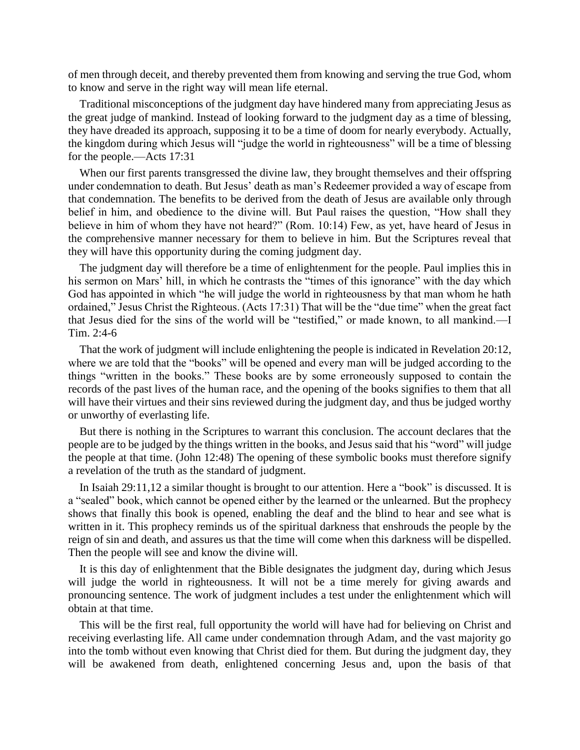of men through deceit, and thereby prevented them from knowing and serving the true God, whom to know and serve in the right way will mean life eternal.

Traditional misconceptions of the judgment day have hindered many from appreciating Jesus as the great judge of mankind. Instead of looking forward to the judgment day as a time of blessing, they have dreaded its approach, supposing it to be a time of doom for nearly everybody. Actually, the kingdom during which Jesus will "judge the world in righteousness" will be a time of blessing for the people.—Acts 17:31

When our first parents transgressed the divine law, they brought themselves and their offspring under condemnation to death. But Jesus' death as man's Redeemer provided a way of escape from that condemnation. The benefits to be derived from the death of Jesus are available only through belief in him, and obedience to the divine will. But Paul raises the question, "How shall they believe in him of whom they have not heard?" (Rom. 10:14) Few, as yet, have heard of Jesus in the comprehensive manner necessary for them to believe in him. But the Scriptures reveal that they will have this opportunity during the coming judgment day.

The judgment day will therefore be a time of enlightenment for the people. Paul implies this in his sermon on Mars' hill, in which he contrasts the "times of this ignorance" with the day which God has appointed in which "he will judge the world in righteousness by that man whom he hath ordained," Jesus Christ the Righteous. (Acts 17:31) That will be the "due time" when the great fact that Jesus died for the sins of the world will be "testified," or made known, to all mankind.—I Tim. 2:4-6

That the work of judgment will include enlightening the people is indicated in Revelation 20:12, where we are told that the "books" will be opened and every man will be judged according to the things "written in the books." These books are by some erroneously supposed to contain the records of the past lives of the human race, and the opening of the books signifies to them that all will have their virtues and their sins reviewed during the judgment day, and thus be judged worthy or unworthy of everlasting life.

But there is nothing in the Scriptures to warrant this conclusion. The account declares that the people are to be judged by the things written in the books, and Jesus said that his "word" will judge the people at that time. (John 12:48) The opening of these symbolic books must therefore signify a revelation of the truth as the standard of judgment.

In Isaiah 29:11,12 a similar thought is brought to our attention. Here a "book" is discussed. It is a "sealed" book, which cannot be opened either by the learned or the unlearned. But the prophecy shows that finally this book is opened, enabling the deaf and the blind to hear and see what is written in it. This prophecy reminds us of the spiritual darkness that enshrouds the people by the reign of sin and death, and assures us that the time will come when this darkness will be dispelled. Then the people will see and know the divine will.

It is this day of enlightenment that the Bible designates the judgment day, during which Jesus will judge the world in righteousness. It will not be a time merely for giving awards and pronouncing sentence. The work of judgment includes a test under the enlightenment which will obtain at that time.

This will be the first real, full opportunity the world will have had for believing on Christ and receiving everlasting life. All came under condemnation through Adam, and the vast majority go into the tomb without even knowing that Christ died for them. But during the judgment day, they will be awakened from death, enlightened concerning Jesus and, upon the basis of that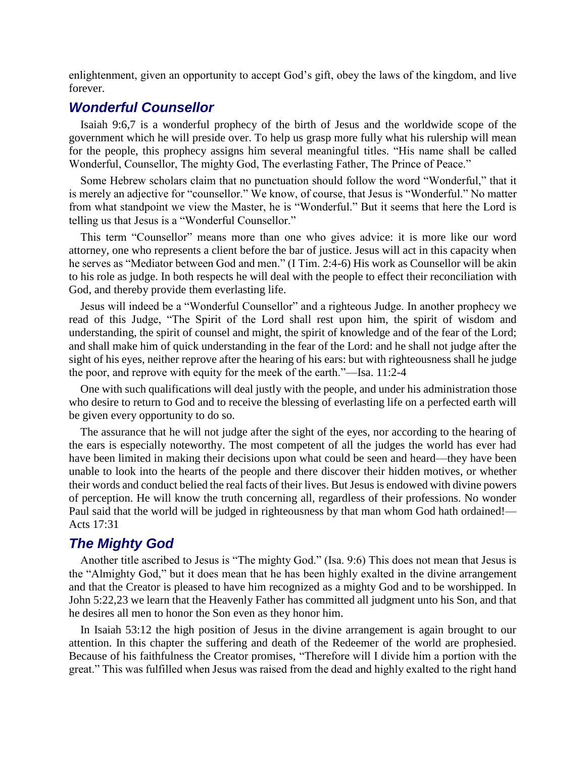enlightenment, given an opportunity to accept God's gift, obey the laws of the kingdom, and live forever.

## *Wonderful Counsellor*

Isaiah 9:6,7 is a wonderful prophecy of the birth of Jesus and the worldwide scope of the government which he will preside over. To help us grasp more fully what his rulership will mean for the people, this prophecy assigns him several meaningful titles. "His name shall be called Wonderful, Counsellor, The mighty God, The everlasting Father, The Prince of Peace."

Some Hebrew scholars claim that no punctuation should follow the word "Wonderful," that it is merely an adjective for "counsellor." We know, of course, that Jesus is "Wonderful." No matter from what standpoint we view the Master, he is "Wonderful." But it seems that here the Lord is telling us that Jesus is a "Wonderful Counsellor."

This term "Counsellor" means more than one who gives advice: it is more like our word attorney, one who represents a client before the bar of justice. Jesus will act in this capacity when he serves as "Mediator between God and men." (I Tim. 2:4-6) His work as Counsellor will be akin to his role as judge. In both respects he will deal with the people to effect their reconciliation with God, and thereby provide them everlasting life.

Jesus will indeed be a "Wonderful Counsellor" and a righteous Judge. In another prophecy we read of this Judge, "The Spirit of the Lord shall rest upon him, the spirit of wisdom and understanding, the spirit of counsel and might, the spirit of knowledge and of the fear of the Lord; and shall make him of quick understanding in the fear of the Lord: and he shall not judge after the sight of his eyes, neither reprove after the hearing of his ears: but with righteousness shall he judge the poor, and reprove with equity for the meek of the earth."—Isa. 11:2-4

One with such qualifications will deal justly with the people, and under his administration those who desire to return to God and to receive the blessing of everlasting life on a perfected earth will be given every opportunity to do so.

The assurance that he will not judge after the sight of the eyes, nor according to the hearing of the ears is especially noteworthy. The most competent of all the judges the world has ever had have been limited in making their decisions upon what could be seen and heard—they have been unable to look into the hearts of the people and there discover their hidden motives, or whether their words and conduct belied the real facts of their lives. But Jesus is endowed with divine powers of perception. He will know the truth concerning all, regardless of their professions. No wonder Paul said that the world will be judged in righteousness by that man whom God hath ordained!—Acts 17:31

## *The Mighty God*

Another title ascribed to Jesus is "The mighty God." (Isa. 9:6) This does not mean that Jesus is the "Almighty God," but it does mean that he has been highly exalted in the divine arrangement and that the Creator is pleased to have him recognized as a mighty God and to be worshipped. In John 5:22,23 we learn that the Heavenly Father has committed all judgment unto his Son, and that he desires all men to honor the Son even as they honor him.

In Isaiah 53:12 the high position of Jesus in the divine arrangement is again brought to our attention. In this chapter the suffering and death of the Redeemer of the world are prophesied. Because of his faithfulness the Creator promises, "Therefore will I divide him a portion with the great." This was fulfilled when Jesus was raised from the dead and highly exalted to the right hand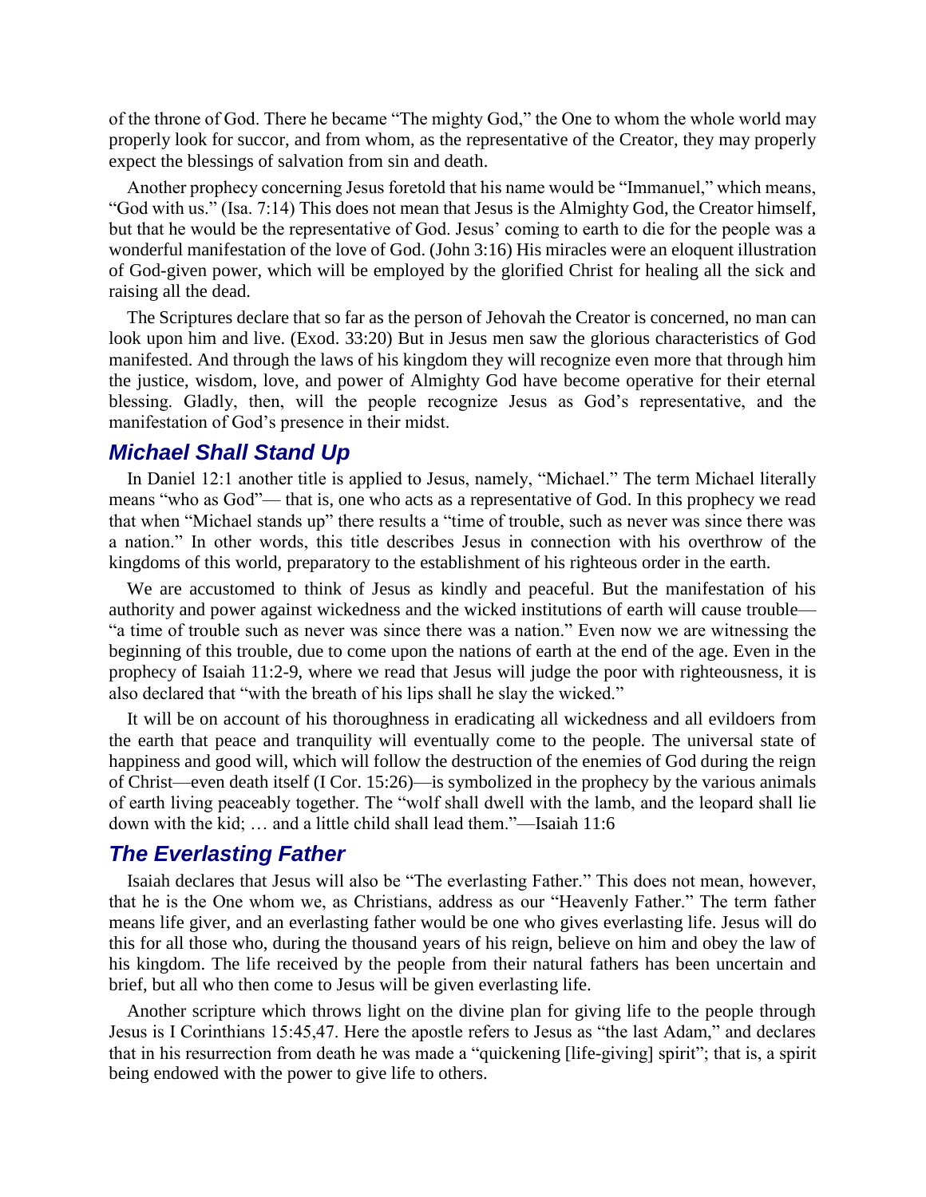of the throne of God. There he became "The mighty God," the One to whom the whole world may properly look for succor, and from whom, as the representative of the Creator, they may properly expect the blessings of salvation from sin and death.

Another prophecy concerning Jesus foretold that his name would be "Immanuel," which means, "God with us." (Isa. 7:14) This does not mean that Jesus is the Almighty God, the Creator himself, but that he would be the representative of God. Jesus' coming to earth to die for the people was a wonderful manifestation of the love of God. (John 3:16) His miracles were an eloquent illustration of God-given power, which will be employed by the glorified Christ for healing all the sick and raising all the dead.

The Scriptures declare that so far as the person of Jehovah the Creator is concerned, no man can look upon him and live. (Exod. 33:20) But in Jesus men saw the glorious characteristics of God manifested. And through the laws of his kingdom they will recognize even more that through him the justice, wisdom, love, and power of Almighty God have become operative for their eternal blessing. Gladly, then, will the people recognize Jesus as God's representative, and the manifestation of God's presence in their midst.

## *Michael Shall Stand Up*

In Daniel 12:1 another title is applied to Jesus, namely, "Michael." The term Michael literally means "who as God"— that is, one who acts as a representative of God. In this prophecy we read that when "Michael stands up" there results a "time of trouble, such as never was since there was a nation." In other words, this title describes Jesus in connection with his overthrow of the kingdoms of this world, preparatory to the establishment of his righteous order in the earth.

We are accustomed to think of Jesus as kindly and peaceful. But the manifestation of his authority and power against wickedness and the wicked institutions of earth will cause trouble— "a time of trouble such as never was since there was a nation." Even now we are witnessing the beginning of this trouble, due to come upon the nations of earth at the end of the age. Even in the prophecy of Isaiah 11:2-9, where we read that Jesus will judge the poor with righteousness, it is also declared that "with the breath of his lips shall he slay the wicked."

It will be on account of his thoroughness in eradicating all wickedness and all evildoers from the earth that peace and tranquility will eventually come to the people. The universal state of happiness and good will, which will follow the destruction of the enemies of God during the reign of Christ—even death itself (I Cor. 15:26)—is symbolized in the prophecy by the various animals of earth living peaceably together. The "wolf shall dwell with the lamb, and the leopard shall lie down with the kid; … and a little child shall lead them."—Isaiah 11:6

## *The Everlasting Father*

Isaiah declares that Jesus will also be "The everlasting Father." This does not mean, however, that he is the One whom we, as Christians, address as our "Heavenly Father." The term father means life giver, and an everlasting father would be one who gives everlasting life. Jesus will do this for all those who, during the thousand years of his reign, believe on him and obey the law of his kingdom. The life received by the people from their natural fathers has been uncertain and brief, but all who then come to Jesus will be given everlasting life.

Another scripture which throws light on the divine plan for giving life to the people through Jesus is I Corinthians 15:45,47. Here the apostle refers to Jesus as "the last Adam," and declares that in his resurrection from death he was made a "quickening [life-giving] spirit"; that is, a spirit being endowed with the power to give life to others.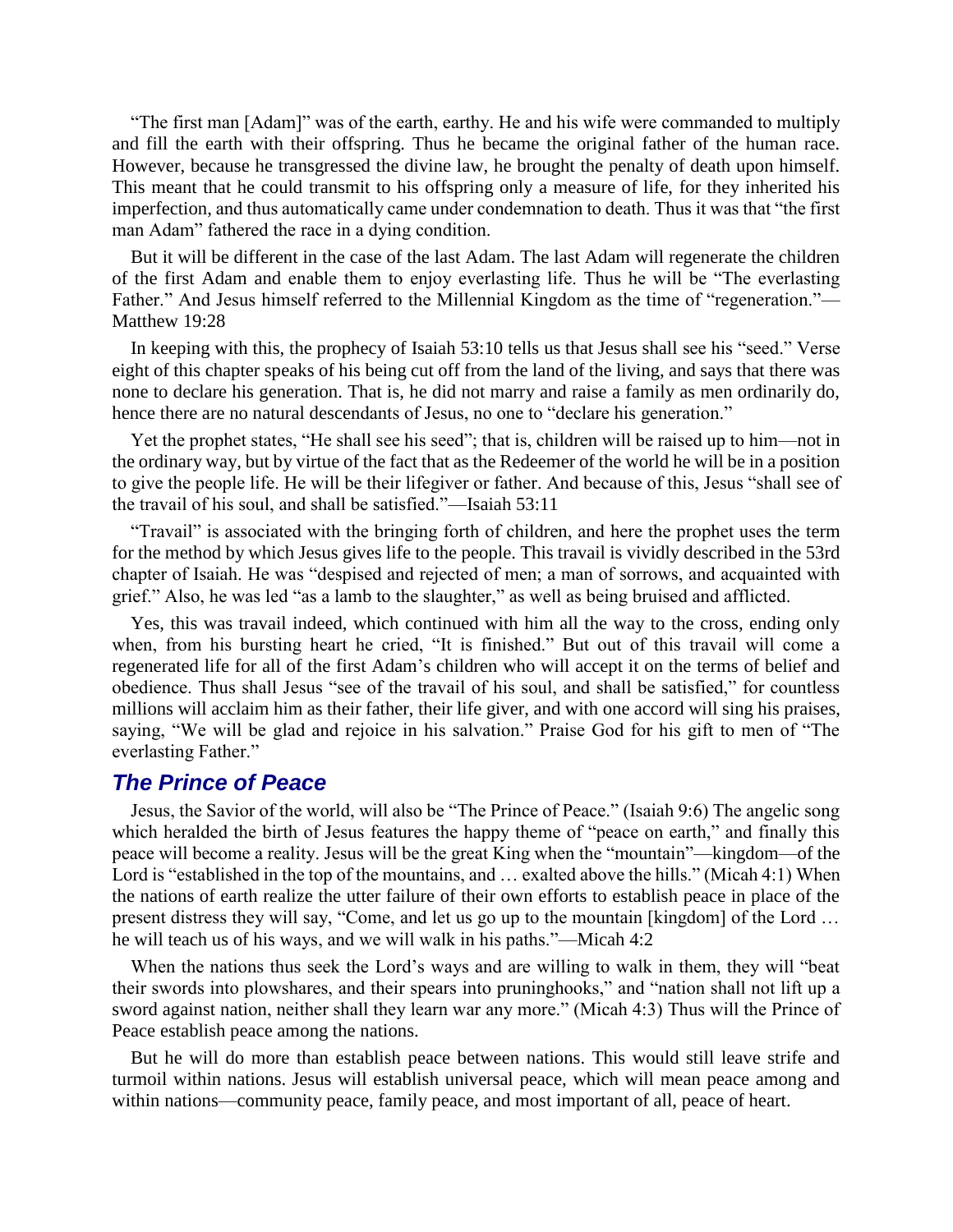"The first man [Adam]" was of the earth, earthy. He and his wife were commanded to multiply and fill the earth with their offspring. Thus he became the original father of the human race. However, because he transgressed the divine law, he brought the penalty of death upon himself. This meant that he could transmit to his offspring only a measure of life, for they inherited his imperfection, and thus automatically came under condemnation to death. Thus it was that "the first man Adam" fathered the race in a dying condition.

But it will be different in the case of the last Adam. The last Adam will regenerate the children of the first Adam and enable them to enjoy everlasting life. Thus he will be "The everlasting Father." And Jesus himself referred to the Millennial Kingdom as the time of "regeneration."—Matthew 19:28

In keeping with this, the prophecy of Isaiah 53:10 tells us that Jesus shall see his "seed." Verse eight of this chapter speaks of his being cut off from the land of the living, and says that there was none to declare his generation. That is, he did not marry and raise a family as men ordinarily do, hence there are no natural descendants of Jesus, no one to "declare his generation."

Yet the prophet states, "He shall see his seed"; that is, children will be raised up to him—not in the ordinary way, but by virtue of the fact that as the Redeemer of the world he will be in a position to give the people life. He will be their lifegiver or father. And because of this, Jesus "shall see of the travail of his soul, and shall be satisfied."—Isaiah 53:11

"Travail" is associated with the bringing forth of children, and here the prophet uses the term for the method by which Jesus gives life to the people. This travail is vividly described in the 53rd chapter of Isaiah. He was "despised and rejected of men; a man of sorrows, and acquainted with grief." Also, he was led "as a lamb to the slaughter," as well as being bruised and afflicted.

Yes, this was travail indeed, which continued with him all the way to the cross, ending only when, from his bursting heart he cried, "It is finished." But out of this travail will come a regenerated life for all of the first Adam's children who will accept it on the terms of belief and obedience. Thus shall Jesus "see of the travail of his soul, and shall be satisfied," for countless millions will acclaim him as their father, their life giver, and with one accord will sing his praises, saying, "We will be glad and rejoice in his salvation." Praise God for his gift to men of "The everlasting Father."

## *The Prince of Peace*

Jesus, the Savior of the world, will also be "The Prince of Peace." (Isaiah 9:6) The angelic song which heralded the birth of Jesus features the happy theme of "peace on earth," and finally this peace will become a reality. Jesus will be the great King when the "mountain"—kingdom—of the Lord is "established in the top of the mountains, and … exalted above the hills." (Micah 4:1) When the nations of earth realize the utter failure of their own efforts to establish peace in place of the present distress they will say, "Come, and let us go up to the mountain [kingdom] of the Lord … he will teach us of his ways, and we will walk in his paths."—Micah 4:2

When the nations thus seek the Lord's ways and are willing to walk in them, they will "beat their swords into plowshares, and their spears into pruninghooks," and "nation shall not lift up a sword against nation, neither shall they learn war any more." (Micah 4:3) Thus will the Prince of Peace establish peace among the nations.

But he will do more than establish peace between nations. This would still leave strife and turmoil within nations. Jesus will establish universal peace, which will mean peace among and within nations—community peace, family peace, and most important of all, peace of heart.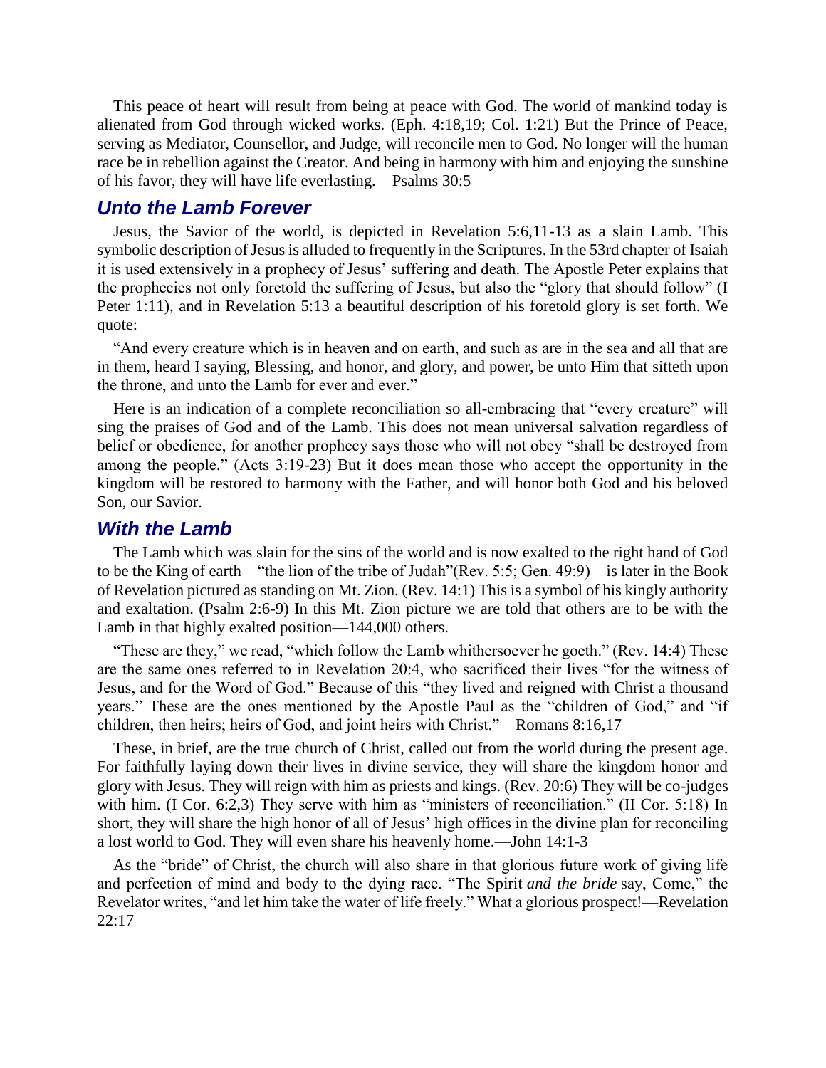This peace of heart will result from being at peace with God. The world of mankind today is alienated from God through wicked works. (Eph. 4:18,19; Col. 1:21) But the Prince of Peace, serving as Mediator, Counsellor, and Judge, will reconcile men to God. No longer will the human race be in rebellion against the Creator. And being in harmony with him and enjoying the sunshine of his favor, they will have life everlasting.—Psalms 30:5

## *Unto the Lamb Forever*

Jesus, the Savior of the world, is depicted in Revelation 5:6,11-13 as a slain Lamb. This symbolic description of Jesus is alluded to frequently in the Scriptures. In the 53rd chapter of Isaiah it is used extensively in a prophecy of Jesus' suffering and death. The Apostle Peter explains that the prophecies not only foretold the suffering of Jesus, but also the "glory that should follow" (I Peter 1:11), and in Revelation 5:13 a beautiful description of his foretold glory is set forth. We quote:

"And every creature which is in heaven and on earth, and such as are in the sea and all that are in them, heard I saying, Blessing, and honor, and glory, and power, be unto Him that sitteth upon the throne, and unto the Lamb for ever and ever."

Here is an indication of a complete reconciliation so all-embracing that "every creature" will sing the praises of God and of the Lamb. This does not mean universal salvation regardless of belief or obedience, for another prophecy says those who will not obey "shall be destroyed from among the people." (Acts 3:19-23) But it does mean those who accept the opportunity in the kingdom will be restored to harmony with the Father, and will honor both God and his beloved Son, our Savior.

## *With the Lamb*

The Lamb which was slain for the sins of the world and is now exalted to the right hand of God to be the King of earth—"the lion of the tribe of Judah"(Rev. 5:5; Gen. 49:9)—is later in the Book of Revelation pictured as standing on Mt. Zion. (Rev. 14:1) This is a symbol of his kingly authority and exaltation. (Psalm 2:6-9) In this Mt. Zion picture we are told that others are to be with the Lamb in that highly exalted position—144,000 others.

"These are they," we read, "which follow the Lamb whithersoever he goeth." (Rev. 14:4) These are the same ones referred to in Revelation 20:4, who sacrificed their lives "for the witness of Jesus, and for the Word of God." Because of this "they lived and reigned with Christ a thousand years." These are the ones mentioned by the Apostle Paul as the "children of God," and "if children, then heirs; heirs of God, and joint heirs with Christ."—Romans 8:16,17

These, in brief, are the true church of Christ, called out from the world during the present age. For faithfully laying down their lives in divine service, they will share the kingdom honor and glory with Jesus. They will reign with him as priests and kings. (Rev. 20:6) They will be co-judges with him. (I Cor. 6:2,3) They serve with him as "ministers of reconciliation." (II Cor. 5:18) In short, they will share the high honor of all of Jesus' high offices in the divine plan for reconciling a lost world to God. They will even share his heavenly home.—John 14:1-3

As the "bride" of Christ, the church will also share in that glorious future work of giving life and perfection of mind and body to the dying race. "The Spirit *and the bride* say, Come," the Revelator writes, "and let him take the water of life freely." What a glorious prospect!—Revelation 22:17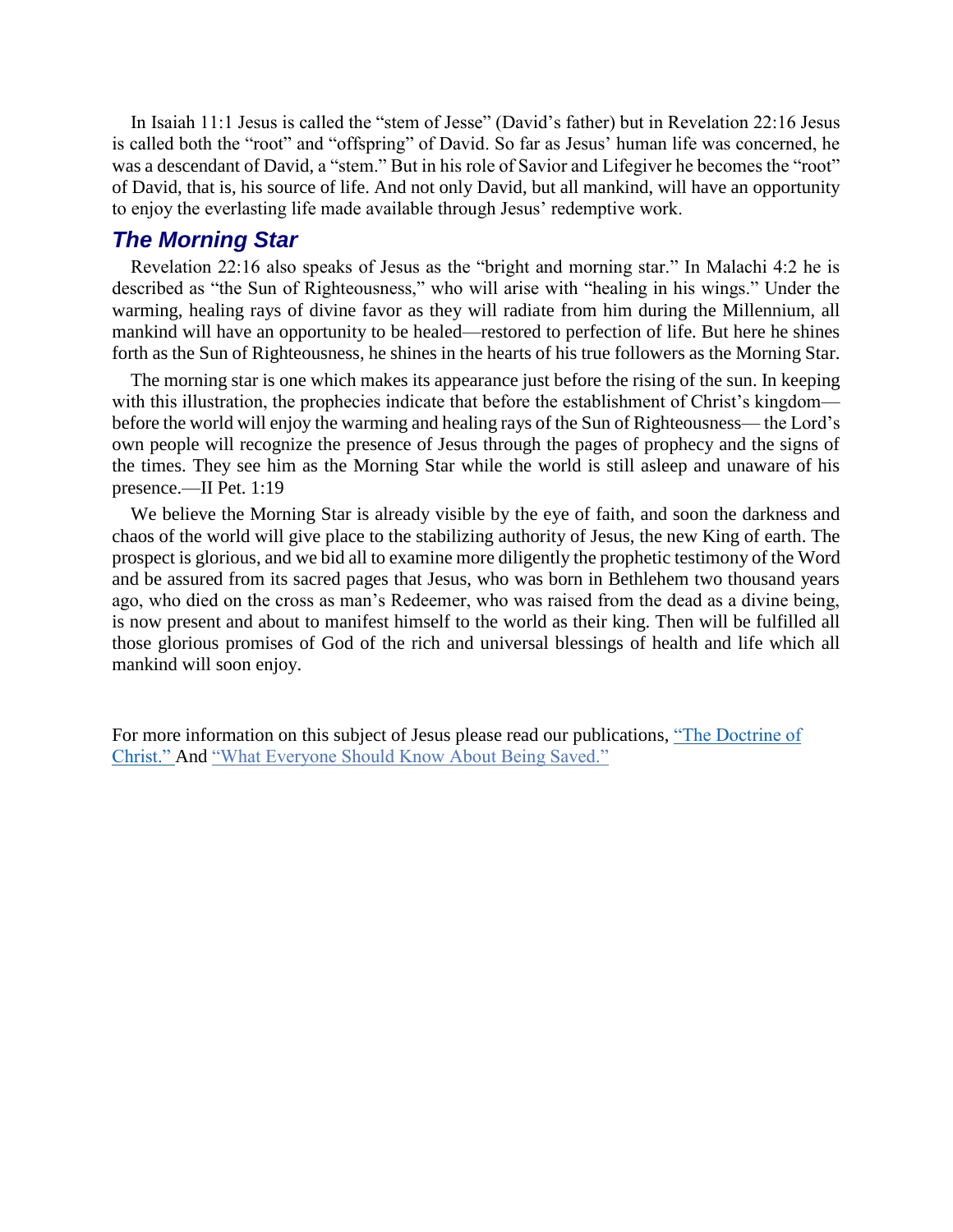In Isaiah 11:1 Jesus is called the "stem of Jesse" (David's father) but in Revelation 22:16 Jesus is called both the "root" and "offspring" of David. So far as Jesus' human life was concerned, he was a descendant of David, a "stem." But in his role of Savior and Lifegiver he becomes the "root" of David, that is, his source of life. And not only David, but all mankind, will have an opportunity to enjoy the everlasting life made available through Jesus' redemptive work.

## *The Morning Star*

Revelation 22:16 also speaks of Jesus as the "bright and morning star." In Malachi 4:2 he is described as "the Sun of Righteousness," who will arise with "healing in his wings." Under the warming, healing rays of divine favor as they will radiate from him during the Millennium, all mankind will have an opportunity to be healed—restored to perfection of life. But here he shines forth as the Sun of Righteousness, he shines in the hearts of his true followers as the Morning Star.

The morning star is one which makes its appearance just before the rising of the sun. In keeping with this illustration, the prophecies indicate that before the establishment of Christ's kingdom—before the world will enjoy the warming and healing rays of the Sun of Righteousness— the Lord's own people will recognize the presence of Jesus through the pages of prophecy and the signs of the times. They see him as the Morning Star while the world is still asleep and unaware of his presence.—II Pet. 1:19

We believe the Morning Star is already visible by the eye of faith, and soon the darkness and chaos of the world will give place to the stabilizing authority of Jesus, the new King of earth. The prospect is glorious, and we bid all to examine more diligently the prophetic testimony of the Word and be assured from its sacred pages that Jesus, who was born in Bethlehem two thousand years ago, who died on the cross as man's Redeemer, who was raised from the dead as a divine being, is now present and about to manifest himself to the world as their king. Then will be fulfilled all those glorious promises of God of the rich and universal blessings of health and life which all mankind will soon enjoy.

For more information on this subject of Jesus please read our publications, "The Doctrine of Christ." And "What Everyone Should Know About Being Saved."